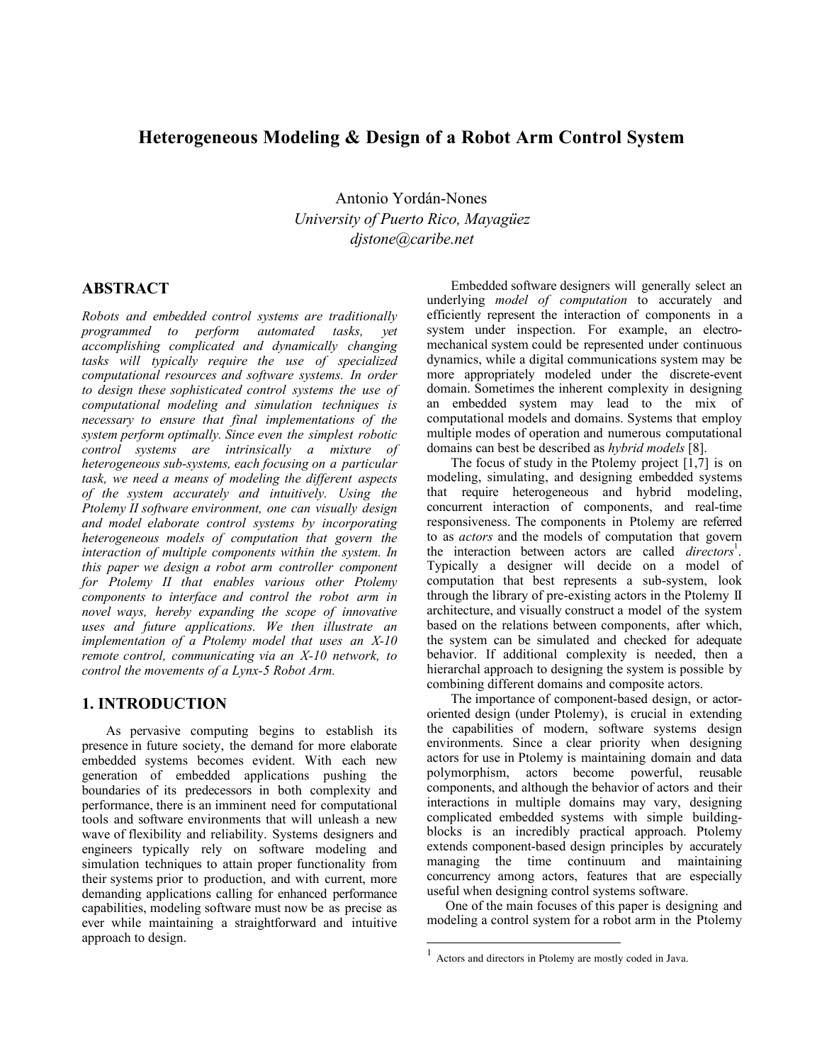# Heterogeneous Modeling & Design of a Robot Arm Control System

Antonio Yordán-Nones
*University of Puerto Rico, Mayagüez*
*djstone@caribe.net*

## ABSTRACT

*Robots and embedded control systems are traditionally programmed to perform automated tasks, yet accomplishing complicated and dynamically changing tasks will typically require the use of specialized computational resources and software systems. In order to design these sophisticated control systems the use of computational modeling and simulation techniques is necessary to ensure that final implementations of the system perform optimally. Since even the simplest robotic control systems are intrinsically a mixture of heterogeneous sub-systems, each focusing on a particular task, we need a means of modeling the different aspects of the system accurately and intuitively. Using the Ptolemy II software environment, one can visually design and model elaborate control systems by incorporating heterogeneous models of computation that govern the interaction of multiple components within the system. In this paper we design a robot arm controller component for Ptolemy II that enables various other Ptolemy components to interface and control the robot arm in novel ways, hereby expanding the scope of innovative uses and future applications. We then illustrate an implementation of a Ptolemy model that uses an X-10 remote control, communicating via an X-10 network, to control the movements of a Lynx-5 Robot Arm.*

## 1. INTRODUCTION

As pervasive computing begins to establish its presence in future society, the demand for more elaborate embedded systems becomes evident. With each new generation of embedded applications pushing the boundaries of its predecessors in both complexity and performance, there is an imminent need for computational tools and software environments that will unleash a new wave of flexibility and reliability. Systems designers and engineers typically rely on software modeling and simulation techniques to attain proper functionality from their systems prior to production, and with current, more demanding applications calling for enhanced performance capabilities, modeling software must now be as precise as ever while maintaining a straightforward and intuitive approach to design.

Embedded software designers will generally select an underlying *model of computation* to accurately and efficiently represent the interaction of components in a system under inspection. For example, an electro-mechanical system could be represented under continuous dynamics, while a digital communications system may be more appropriately modeled under the discrete-event domain. Sometimes the inherent complexity in designing an embedded system may lead to the mix of computational models and domains. Systems that employ multiple modes of operation and numerous computational domains can best be described as *hybrid models* [8].

The focus of study in the Ptolemy project [1,7] is on modeling, simulating, and designing embedded systems that require heterogeneous and hybrid modeling, concurrent interaction of components, and real-time responsiveness. The components in Ptolemy are referred to as *actors* and the models of computation that govern the interaction between actors are called *directors*[1]. Typically a designer will decide on a model of computation that best represents a sub-system, look through the library of pre-existing actors in the Ptolemy II architecture, and visually construct a model of the system based on the relations between components, after which, the system can be simulated and checked for adequate behavior. If additional complexity is needed, then a hierarchal approach to designing the system is possible by combining different domains and composite actors.

The importance of component-based design, or actor-oriented design (under Ptolemy), is crucial in extending the capabilities of modern, software systems design environments. Since a clear priority when designing actors for use in Ptolemy is maintaining domain and data polymorphism, actors become powerful, reusable components, and although the behavior of actors and their interactions in multiple domains may vary, designing complicated embedded systems with simple building-blocks is an incredibly practical approach. Ptolemy extends component-based design principles by accurately managing the time continuum and maintaining concurrency among actors, features that are especially useful when designing control systems software.

One of the main focuses of this paper is designing and modeling a control system for a robot arm in the Ptolemy

[1] Actors and directors in Ptolemy are mostly coded in Java.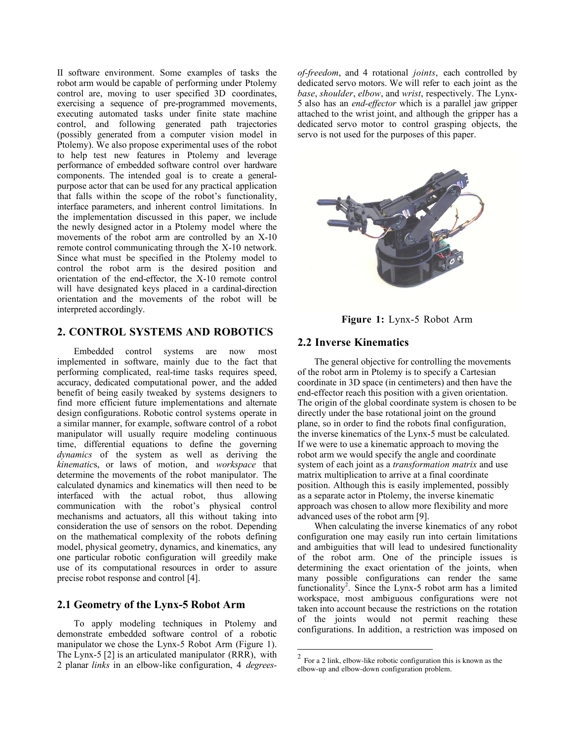II software environment. Some examples of tasks the robot arm would be capable of performing under Ptolemy control are, moving to user specified 3D coordinates, exercising a sequence of pre-programmed movements, executing automated tasks under finite state machine control, and following generated path trajectories (possibly generated from a computer vision model in Ptolemy). We also propose experimental uses of the robot to help test new features in Ptolemy and leverage performance of embedded software control over hardware components. The intended goal is to create a general-purpose actor that can be used for any practical application that falls within the scope of the robot's functionality, interface parameters, and inherent control limitations. In the implementation discussed in this paper, we include the newly designed actor in a Ptolemy model where the movements of the robot arm are controlled by an X-10 remote control communicating through the X-10 network. Since what must be specified in the Ptolemy model to control the robot arm is the desired position and orientation of the end-effector, the X-10 remote control will have designated keys placed in a cardinal-direction orientation and the movements of the robot will be interpreted accordingly.

## 2. CONTROL SYSTEMS AND ROBOTICS

Embedded control systems are now most implemented in software, mainly due to the fact that performing complicated, real-time tasks requires speed, accuracy, dedicated computational power, and the added benefit of being easily tweaked by systems designers to find more efficient future implementations and alternate design configurations. Robotic control systems operate in a similar manner, for example, software control of a robot manipulator will usually require modeling continuous time, differential equations to define the governing *dynamics* of the system as well as deriving the *kinematic*s, or laws of motion, and *workspace* that determine the movements of the robot manipulator. The calculated dynamics and kinematics will then need to be interfaced with the actual robot, thus allowing communication with the robot's physical control mechanisms and actuators, all this without taking into consideration the use of sensors on the robot. Depending on the mathematical complexity of the robots defining model, physical geometry, dynamics, and kinematics, any one particular robotic configuration will greedily make use of its computational resources in order to assure precise robot response and control [4].

### 2.1 Geometry of the Lynx-5 Robot Arm

To apply modeling techniques in Ptolemy and demonstrate embedded software control of a robotic manipulator we chose the Lynx-5 Robot Arm (Figure 1). The Lynx-5 [2] is an articulated manipulator (RRR), with 2 planar *links* in an elbow-like configuration, 4 *degrees-of-freedom*, and 4 rotational *joints*, each controlled by dedicated servo motors. We will refer to each joint as the *base*, *shoulder*, *elbow*, and *wrist*, respectively. The Lynx-5 also has an *end-effector* which is a parallel jaw gripper attached to the wrist joint, and although the gripper has a dedicated servo motor to control grasping objects, the servo is not used for the purposes of this paper.

**Figure 1:** Lynx-5 Robot Arm

### 2.2 Inverse Kinematics

The general objective for controlling the movements of the robot arm in Ptolemy is to specify a Cartesian coordinate in 3D space (in centimeters) and then have the end-effector reach this position with a given orientation. The origin of the global coordinate system is chosen to be directly under the base rotational joint on the ground plane, so in order to find the robots final configuration, the inverse kinematics of the Lynx-5 must be calculated. If we were to use a kinematic approach to moving the robot arm we would specify the angle and coordinate system of each joint as a *transformation matrix* and use matrix multiplication to arrive at a final coordinate position. Although this is easily implemented, possibly as a separate actor in Ptolemy, the inverse kinematic approach was chosen to allow more flexibility and more advanced uses of the robot arm [9].

When calculating the inverse kinematics of any robot configuration one may easily run into certain limitations and ambiguities that will lead to undesired functionality of the robot arm. One of the principle issues is determining the exact orientation of the joints, when many possible configurations can render the same functionality[2]. Since the Lynx-5 robot arm has a limited workspace, most ambiguous configurations were not taken into account because the restrictions on the rotation of the joints would not permit reaching these configurations. In addition, a restriction was imposed on

[2] For a 2 link, elbow-like robotic configuration this is known as the elbow-up and elbow-down configuration problem.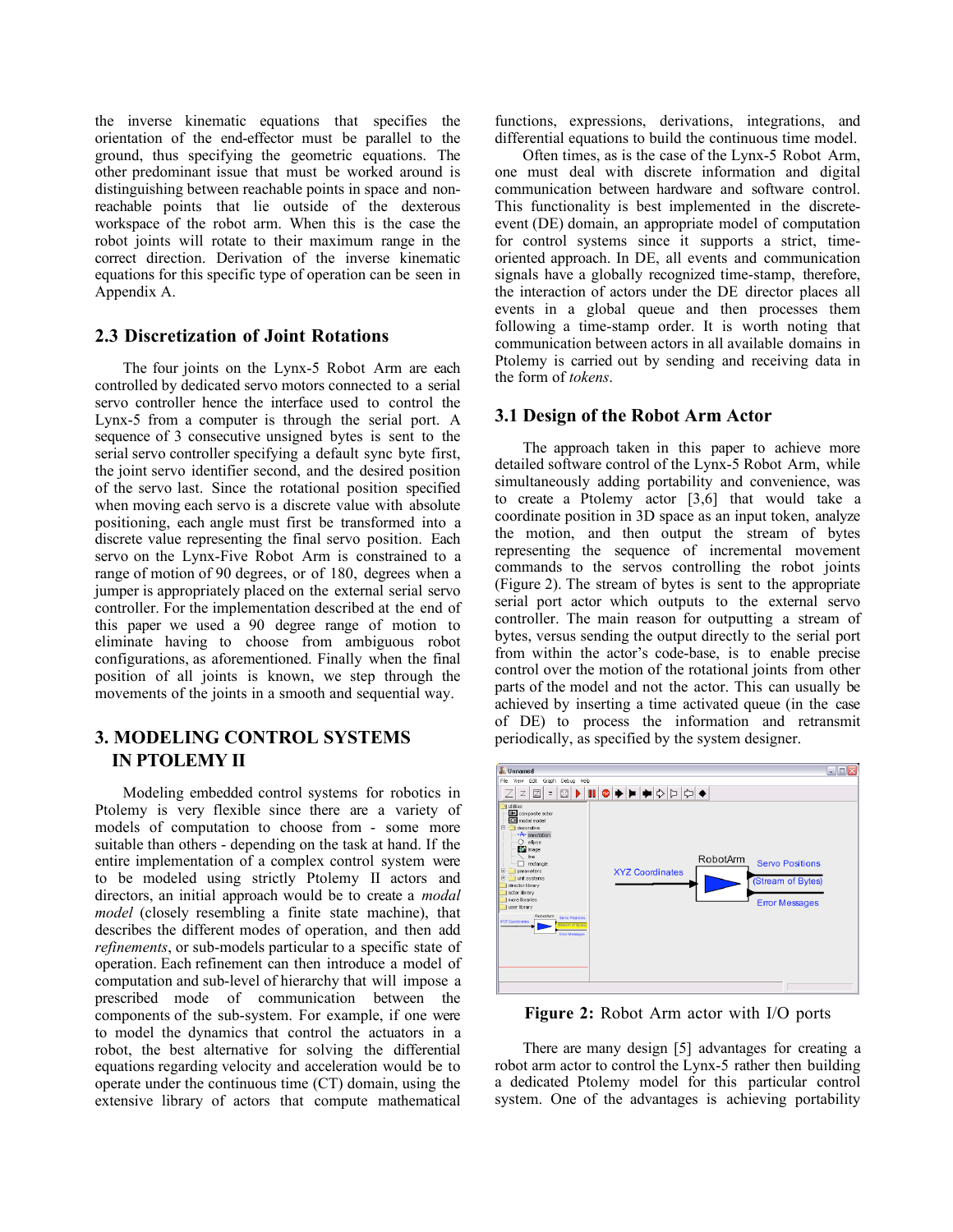the inverse kinematic equations that specifies the orientation of the end-effector must be parallel to the ground, thus specifying the geometric equations. The other predominant issue that must be worked around is distinguishing between reachable points in space and non-reachable points that lie outside of the dexterous workspace of the robot arm. When this is the case the robot joints will rotate to their maximum range in the correct direction. Derivation of the inverse kinematic equations for this specific type of operation can be seen in Appendix A.

## 2.3 Discretization of Joint Rotations

The four joints on the Lynx-5 Robot Arm are each controlled by dedicated servo motors connected to a serial servo controller hence the interface used to control the Lynx-5 from a computer is through the serial port. A sequence of 3 consecutive unsigned bytes is sent to the serial servo controller specifying a default sync byte first, the joint servo identifier second, and the desired position of the servo last. Since the rotational position specified when moving each servo is a discrete value with absolute positioning, each angle must first be transformed into a discrete value representing the final servo position. Each servo on the Lynx-Five Robot Arm is constrained to a range of motion of 90 degrees, or of 180, degrees when a jumper is appropriately placed on the external serial servo controller. For the implementation described at the end of this paper we used a 90 degree range of motion to eliminate having to choose from ambiguous robot configurations, as aforementioned. Finally when the final position of all joints is known, we step through the movements of the joints in a smooth and sequential way.

# 3. MODELING CONTROL SYSTEMS IN PTOLEMY II

Modeling embedded control systems for robotics in Ptolemy is very flexible since there are a variety of models of computation to choose from - some more suitable than others - depending on the task at hand. If the entire implementation of a complex control system were to be modeled using strictly Ptolemy II actors and directors, an initial approach would be to create a *modal model* (closely resembling a finite state machine), that describes the different modes of operation, and then add *refinements*, or sub-models particular to a specific state of operation. Each refinement can then introduce a model of computation and sub-level of hierarchy that will impose a prescribed mode of communication between the components of the sub-system. For example, if one were to model the dynamics that control the actuators in a robot, the best alternative for solving the differential equations regarding velocity and acceleration would be to operate under the continuous time (CT) domain, using the extensive library of actors that compute mathematical functions, expressions, derivations, integrations, and differential equations to build the continuous time model.

Often times, as is the case of the Lynx-5 Robot Arm, one must deal with discrete information and digital communication between hardware and software control. This functionality is best implemented in the discrete-event (DE) domain, an appropriate model of computation for control systems since it supports a strict, time-oriented approach. In DE, all events and communication signals have a globally recognized time-stamp, therefore, the interaction of actors under the DE director places all events in a global queue and then processes them following a time-stamp order. It is worth noting that communication between actors in all available domains in Ptolemy is carried out by sending and receiving data in the form of *tokens*.

## 3.1 Design of the Robot Arm Actor

The approach taken in this paper to achieve more detailed software control of the Lynx-5 Robot Arm, while simultaneously adding portability and convenience, was to create a Ptolemy actor [3,6] that would take a coordinate position in 3D space as an input token, analyze the motion, and then output the stream of bytes representing the sequence of incremental movement commands to the servos controlling the robot joints (Figure 2). The stream of bytes is sent to the appropriate serial port actor which outputs to the external servo controller. The main reason for outputting a stream of bytes, versus sending the output directly to the serial port from within the actor's code-base, is to enable precise control over the motion of the rotational joints from other parts of the model and not the actor. This can usually be achieved by inserting a time activated queue (in the case of DE) to process the information and retransmit periodically, as specified by the system designer.

**Figure 2:** Robot Arm actor with I/O ports

There are many design [5] advantages for creating a robot arm actor to control the Lynx-5 rather then building a dedicated Ptolemy model for this particular control system. One of the advantages is achieving portability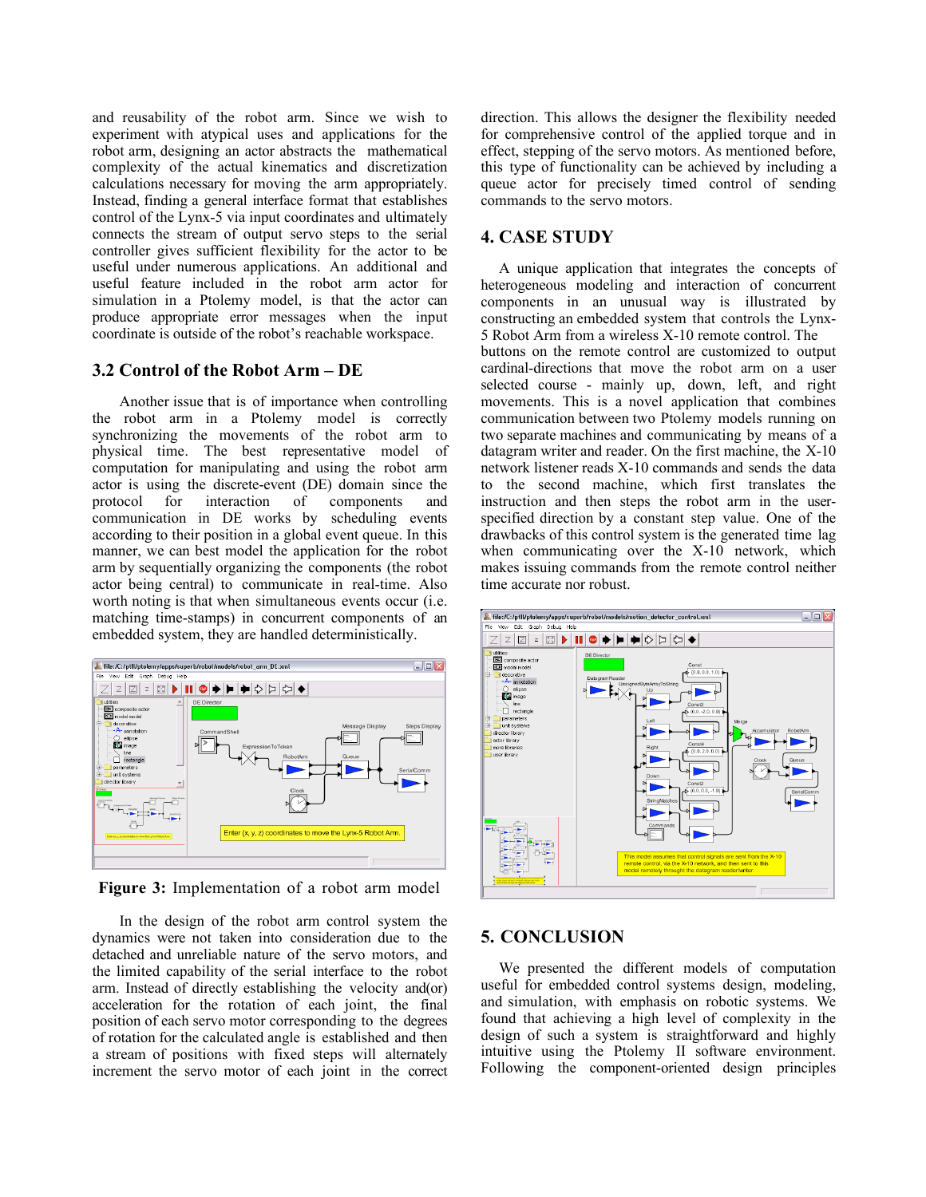and reusability of the robot arm. Since we wish to experiment with atypical uses and applications for the robot arm, designing an actor abstracts the mathematical complexity of the actual kinematics and discretization calculations necessary for moving the arm appropriately. Instead, finding a general interface format that establishes control of the Lynx-5 via input coordinates and ultimately connects the stream of output servo steps to the serial controller gives sufficient flexibility for the actor to be useful under numerous applications. An additional and useful feature included in the robot arm actor for simulation in a Ptolemy model, is that the actor can produce appropriate error messages when the input coordinate is outside of the robot's reachable workspace.

### 3.2 Control of the Robot Arm – DE

Another issue that is of importance when controlling the robot arm in a Ptolemy model is correctly synchronizing the movements of the robot arm to physical time. The best representative model of computation for manipulating and using the robot arm actor is using the discrete-event (DE) domain since the protocol for interaction of components and communication in DE works by scheduling events according to their position in a global event queue. In this manner, we can best model the application for the robot arm by sequentially organizing the components (the robot actor being central) to communicate in real-time. Also worth noting is that when simultaneous events occur (i.e. matching time-stamps) in concurrent components of an embedded system, they are handled deterministically.

**Figure 3:** Implementation of a robot arm model

In the design of the robot arm control system the dynamics were not taken into consideration due to the detached and unreliable nature of the servo motors, and the limited capability of the serial interface to the robot arm. Instead of directly establishing the velocity and(or) acceleration for the rotation of each joint, the final position of each servo motor corresponding to the degrees of rotation for the calculated angle is established and then a stream of positions with fixed steps will alternately increment the servo motor of each joint in the correct direction. This allows the designer the flexibility needed for comprehensive control of the applied torque and in effect, stepping of the servo motors. As mentioned before, this type of functionality can be achieved by including a queue actor for precisely timed control of sending commands to the servo motors.

## 4. CASE STUDY

A unique application that integrates the concepts of heterogeneous modeling and interaction of concurrent components in an unusual way is illustrated by constructing an embedded system that controls the Lynx-5 Robot Arm from a wireless X-10 remote control. The buttons on the remote control are customized to output cardinal-directions that move the robot arm on a user selected course - mainly up, down, left, and right movements. This is a novel application that combines communication between two Ptolemy models running on two separate machines and communicating by means of a datagram writer and reader. On the first machine, the X-10 network listener reads X-10 commands and sends the data to the second machine, which first translates the instruction and then steps the robot arm in the user-specified direction by a constant step value. One of the drawbacks of this control system is the generated time lag when communicating over the X-10 network, which makes issuing commands from the remote control neither time accurate nor robust.

## 5. CONCLUSION

We presented the different models of computation useful for embedded control systems design, modeling, and simulation, with emphasis on robotic systems. We found that achieving a high level of complexity in the design of such a system is straightforward and highly intuitive using the Ptolemy II software environment. Following the component-oriented design principles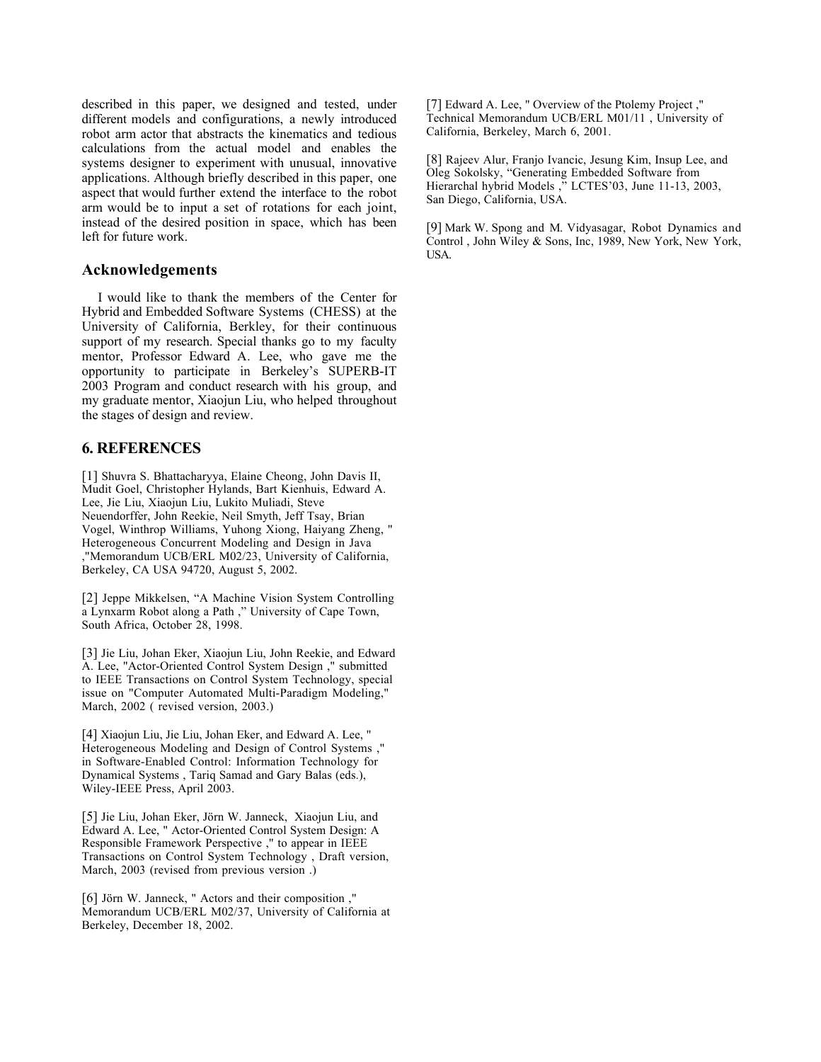described in this paper, we designed and tested, under different models and configurations, a newly introduced robot arm actor that abstracts the kinematics and tedious calculations from the actual model and enables the systems designer to experiment with unusual, innovative applications. Although briefly described in this paper, one aspect that would further extend the interface to the robot arm would be to input a set of rotations for each joint, instead of the desired position in space, which has been left for future work.

## Acknowledgements

I would like to thank the members of the Center for Hybrid and Embedded Software Systems (CHESS) at the University of California, Berkley, for their continuous support of my research. Special thanks go to my faculty mentor, Professor Edward A. Lee, who gave me the opportunity to participate in Berkeley's SUPERB-IT 2003 Program and conduct research with his group, and my graduate mentor, Xiaojun Liu, who helped throughout the stages of design and review.

## 6. REFERENCES

[1] Shuvra S. Bhattacharyya, Elaine Cheong, John Davis II, Mudit Goel, Christopher Hylands, Bart Kienhuis, Edward A. Lee, Jie Liu, Xiaojun Liu, Lukito Muliadi, Steve Neuendorffer, John Reekie, Neil Smyth, Jeff Tsay, Brian Vogel, Winthrop Williams, Yuhong Xiong, Haiyang Zheng, " Heterogeneous Concurrent Modeling and Design in Java ,"Memorandum UCB/ERL M02/23, University of California, Berkeley, CA USA 94720, August 5, 2002.

[2] Jeppe Mikkelsen, "A Machine Vision System Controlling a Lynxarm Robot along a Path ," University of Cape Town, South Africa, October 28, 1998.

[3] Jie Liu, Johan Eker, Xiaojun Liu, John Reekie, and Edward A. Lee, "Actor-Oriented Control System Design ," submitted to IEEE Transactions on Control System Technology, special issue on "Computer Automated Multi-Paradigm Modeling," March, 2002 ( revised version, 2003.)

[4] Xiaojun Liu, Jie Liu, Johan Eker, and Edward A. Lee, " Heterogeneous Modeling and Design of Control Systems ," in Software-Enabled Control: Information Technology for Dynamical Systems , Tariq Samad and Gary Balas (eds.), Wiley-IEEE Press, April 2003.

[5] Jie Liu, Johan Eker, Jörn W. Janneck, Xiaojun Liu, and Edward A. Lee, " Actor-Oriented Control System Design: A Responsible Framework Perspective ," to appear in IEEE Transactions on Control System Technology , Draft version, March, 2003 (revised from previous version .)

[6] Jörn W. Janneck, " Actors and their composition ," Memorandum UCB/ERL M02/37, University of California at Berkeley, December 18, 2002.

[7] Edward A. Lee, " Overview of the Ptolemy Project ," Technical Memorandum UCB/ERL M01/11 , University of California, Berkeley, March 6, 2001.

[8] Rajeev Alur, Franjo Ivancic, Jesung Kim, Insup Lee, and Oleg Sokolsky, "Generating Embedded Software from Hierarchal hybrid Models ," LCTES'03, June 11-13, 2003, San Diego, California, USA.

[9] Mark W. Spong and M. Vidyasagar, Robot Dynamics and Control , John Wiley & Sons, Inc, 1989, New York, New York, USA.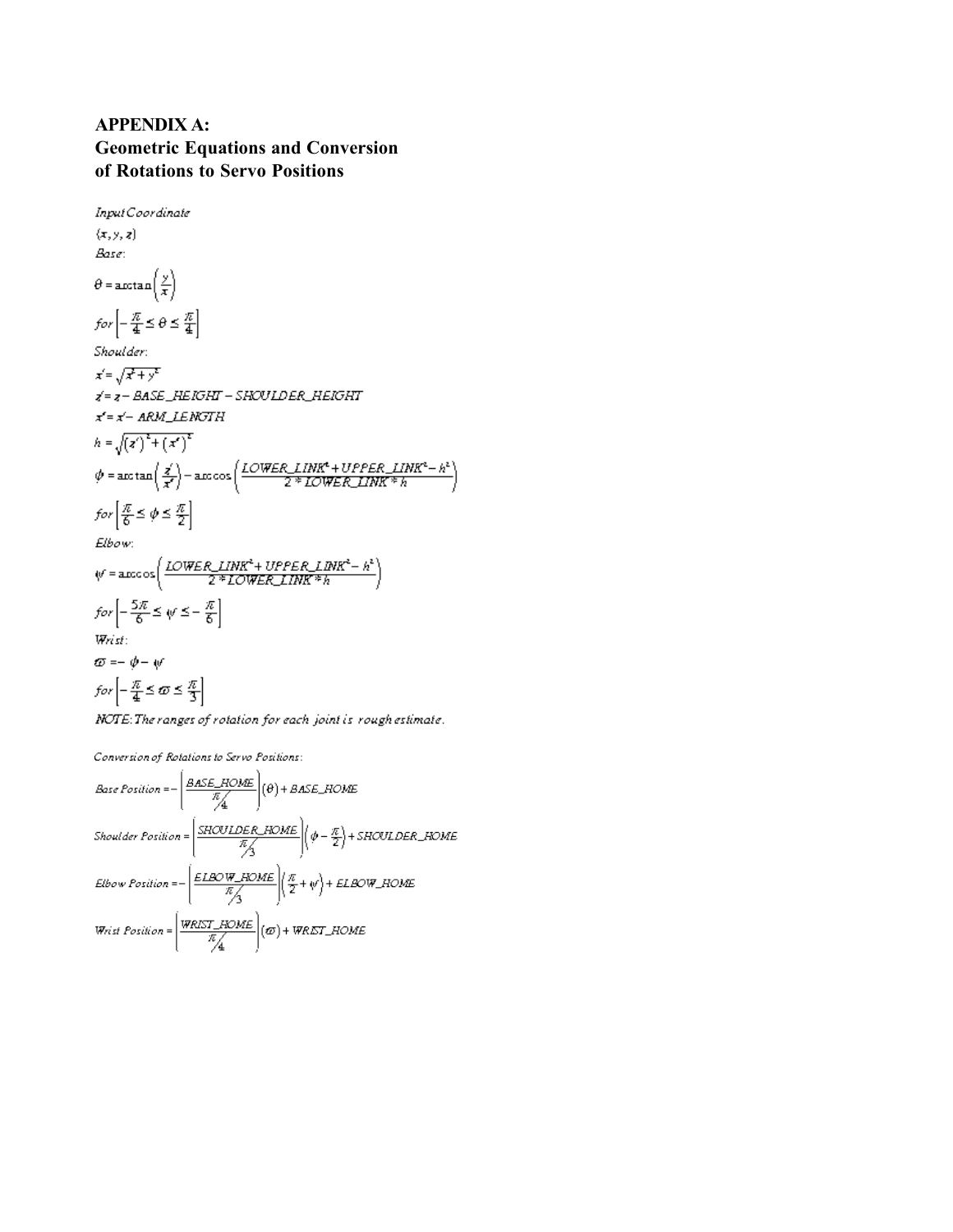## APPENDIX A:
## Geometric Equations and Conversion of Rotations to Servo Positions

*Input Coordinate*

$(x, y, z)$

*Base:*

$$\theta = \arctan\left(\frac{y}{x}\right)$$

$$for\left[-\frac{\pi}{4} \leq \theta \leq \frac{\pi}{4}\right]$$

*Shoulder:*

$$x' = \sqrt{x^2 + y^2}$$

$$z' = z - BASE\_HEIGHT - SHOULDER\_HEIGHT$$

$$x'' = x' - ARM\_LENGTH$$

$$h = \sqrt{(z')^2 + (x'')^2}$$

$$\phi = \arctan\left(\frac{z'}{x''}\right) - \arccos\left(\frac{LOWER\_LINK^2 + UPPER\_LINK^2 - h^2}{2 * LOWER\_LINK * h}\right)$$

$$for\left[\frac{\pi}{6} \leq \phi \leq \frac{\pi}{2}\right]$$

*Elbow:*

$$\psi = \arccos\left(\frac{LOWER\_LINK^2 + UPPER\_LINK^2 - h^2}{2 * LOWER\_LINK * h}\right)$$

$$for\left[-\frac{5\pi}{6} \leq \psi \leq -\frac{\pi}{6}\right]$$

*Wrist:*

$$\varpi = -\phi - \psi$$

$$for\left[-\frac{\pi}{4} \leq \varpi \leq \frac{\pi}{3}\right]$$

*NOTE: The ranges of rotation for each joint is rough estimate.*

*Conversion of Rotations to Servo Positions:*

$$Base\ Position = -\left(\frac{BASE\_HOME}{\pi/4}\right)(\theta) + BASE\_HOME$$

$$Shoulder\ Position = \left(\frac{SHOULDER\_HOME}{\pi/3}\right)\left(\phi - \frac{\pi}{2}\right) + SHOULDER\_HOME$$

$$Elbow\ Position = -\left(\frac{ELBOW\_HOME}{\pi/3}\right)\left(\frac{\pi}{2} + \psi\right) + ELBOW\_HOME$$

$$Wrist\ Position = \left(\frac{WRIST\_HOME}{\pi/4}\right)(\varpi) + WRIST\_HOME$$